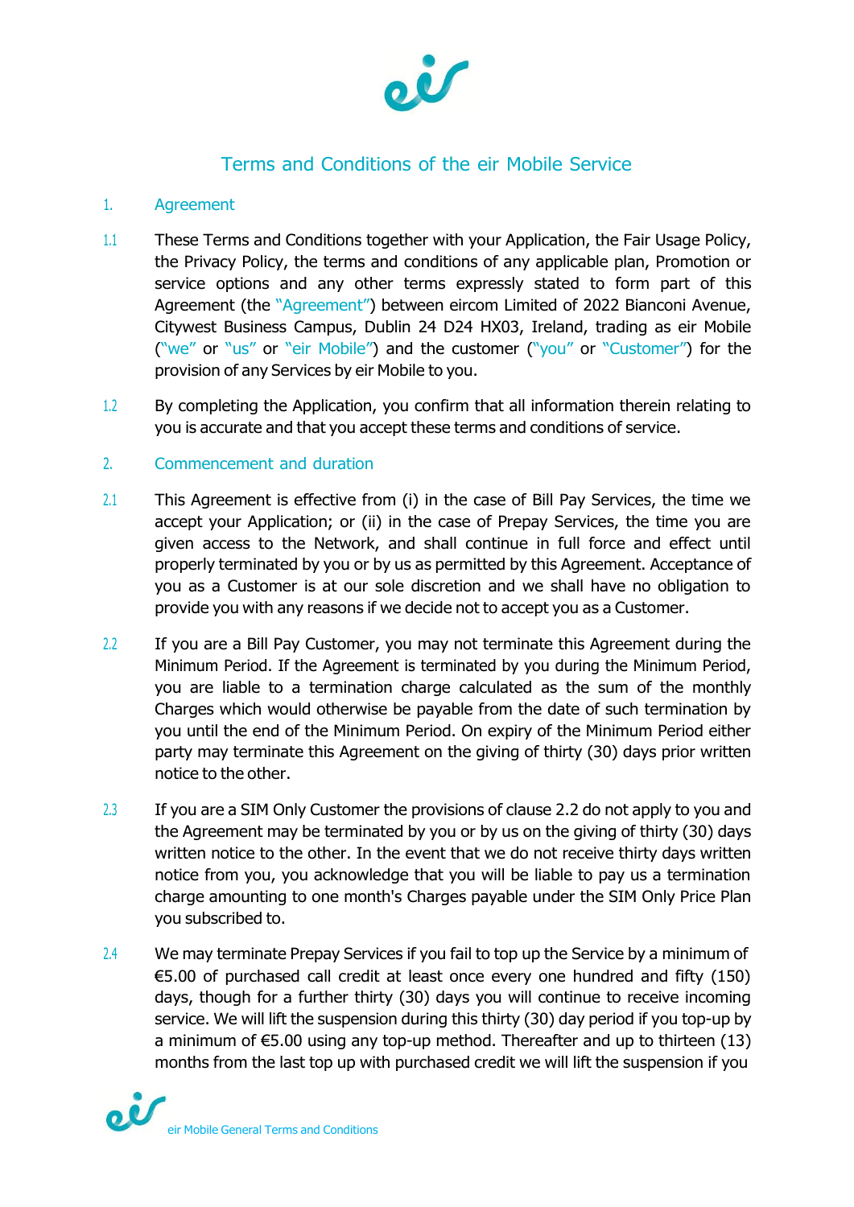# Terms and Conditions of the eir Mobile Service

## 1. Agreement

1.1 These Terms and Conditions together with your Application, the Fair Usage Policy, the Privacy Policy, the terms and conditions of any applicable plan, Promotion or service options and any other terms expressly stated to form part of this Agreement (the "Agreement") between eircom Limited of 2022 Bianconi Avenue, Citywest Business Campus, Dublin 24 D24 HX03, Ireland, trading as eir Mobile ("we" or "us" or "eir Mobile") and the customer ("you" or "Customer") for the provision of any Services by eir Mobile to you.

1.2 By completing the Application, you confirm that all information therein relating to you is accurate and that you accept these terms and conditions of service.

## 2. Commencement and duration

2.1 This Agreement is effective from (i) in the case of Bill Pay Services, the time we accept your Application; or (ii) in the case of Prepay Services, the time you are given access to the Network, and shall continue in full force and effect until properly terminated by you or by us as permitted by this Agreement. Acceptance of you as a Customer is at our sole discretion and we shall have no obligation to provide you with any reasons if we decide not to accept you as a Customer.

2.2 If you are a Bill Pay Customer, you may not terminate this Agreement during the Minimum Period. If the Agreement is terminated by you during the Minimum Period, you are liable to a termination charge calculated as the sum of the monthly Charges which would otherwise be payable from the date of such termination by you until the end of the Minimum Period. On expiry of the Minimum Period either party may terminate this Agreement on the giving of thirty (30) days prior written notice to the other.

2.3 If you are a SIM Only Customer the provisions of clause 2.2 do not apply to you and the Agreement may be terminated by you or by us on the giving of thirty (30) days written notice to the other. In the event that we do not receive thirty days written notice from you, you acknowledge that you will be liable to pay us a termination charge amounting to one month's Charges payable under the SIM Only Price Plan you subscribed to.

2.4 We may terminate Prepay Services if you fail to top up the Service by a minimum of €5.00 of purchased call credit at least once every one hundred and fifty (150) days, though for a further thirty (30) days you will continue to receive incoming service. We will lift the suspension during this thirty (30) day period if you top-up by a minimum of €5.00 using any top-up method. Thereafter and up to thirteen (13) months from the last top up with purchased credit we will lift the suspension if you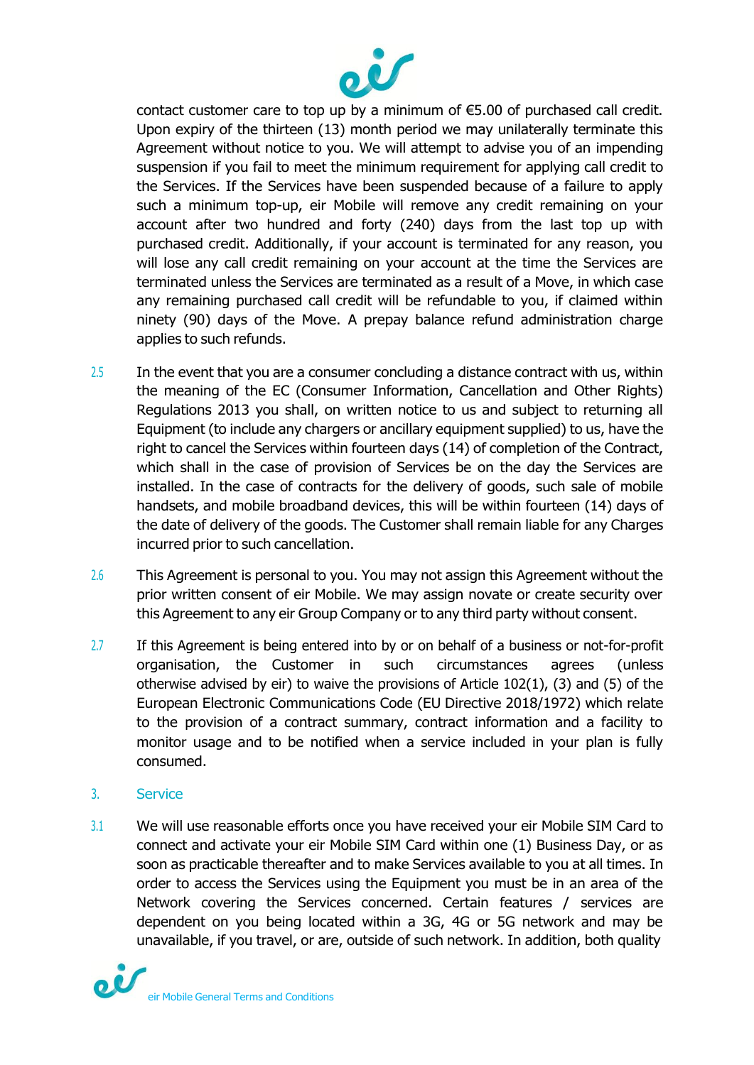contact customer care to top up by a minimum of €5.00 of purchased call credit. Upon expiry of the thirteen (13) month period we may unilaterally terminate this Agreement without notice to you. We will attempt to advise you of an impending suspension if you fail to meet the minimum requirement for applying call credit to the Services. If the Services have been suspended because of a failure to apply such a minimum top-up, eir Mobile will remove any credit remaining on your account after two hundred and forty (240) days from the last top up with purchased credit. Additionally, if your account is terminated for any reason, you will lose any call credit remaining on your account at the time the Services are terminated unless the Services are terminated as a result of a Move, in which case any remaining purchased call credit will be refundable to you, if claimed within ninety (90) days of the Move. A prepay balance refund administration charge applies to such refunds.

2.5 In the event that you are a consumer concluding a distance contract with us, within the meaning of the EC (Consumer Information, Cancellation and Other Rights) Regulations 2013 you shall, on written notice to us and subject to returning all Equipment (to include any chargers or ancillary equipment supplied) to us, have the right to cancel the Services within fourteen days (14) of completion of the Contract, which shall in the case of provision of Services be on the day the Services are installed. In the case of contracts for the delivery of goods, such sale of mobile handsets, and mobile broadband devices, this will be within fourteen (14) days of the date of delivery of the goods. The Customer shall remain liable for any Charges incurred prior to such cancellation.

2.6 This Agreement is personal to you. You may not assign this Agreement without the prior written consent of eir Mobile. We may assign novate or create security over this Agreement to any eir Group Company or to any third party without consent.

2.7 If this Agreement is being entered into by or on behalf of a business or not-for-profit organisation, the Customer in such circumstances agrees (unless otherwise advised by eir) to waive the provisions of Article 102(1), (3) and (5) of the European Electronic Communications Code (EU Directive 2018/1972) which relate to the provision of a contract summary, contract information and a facility to monitor usage and to be notified when a service included in your plan is fully consumed.

## 3. Service

3.1 We will use reasonable efforts once you have received your eir Mobile SIM Card to connect and activate your eir Mobile SIM Card within one (1) Business Day, or as soon as practicable thereafter and to make Services available to you at all times. In order to access the Services using the Equipment you must be in an area of the Network covering the Services concerned. Certain features / services are dependent on you being located within a 3G, 4G or 5G network and may be unavailable, if you travel, or are, outside of such network. In addition, both quality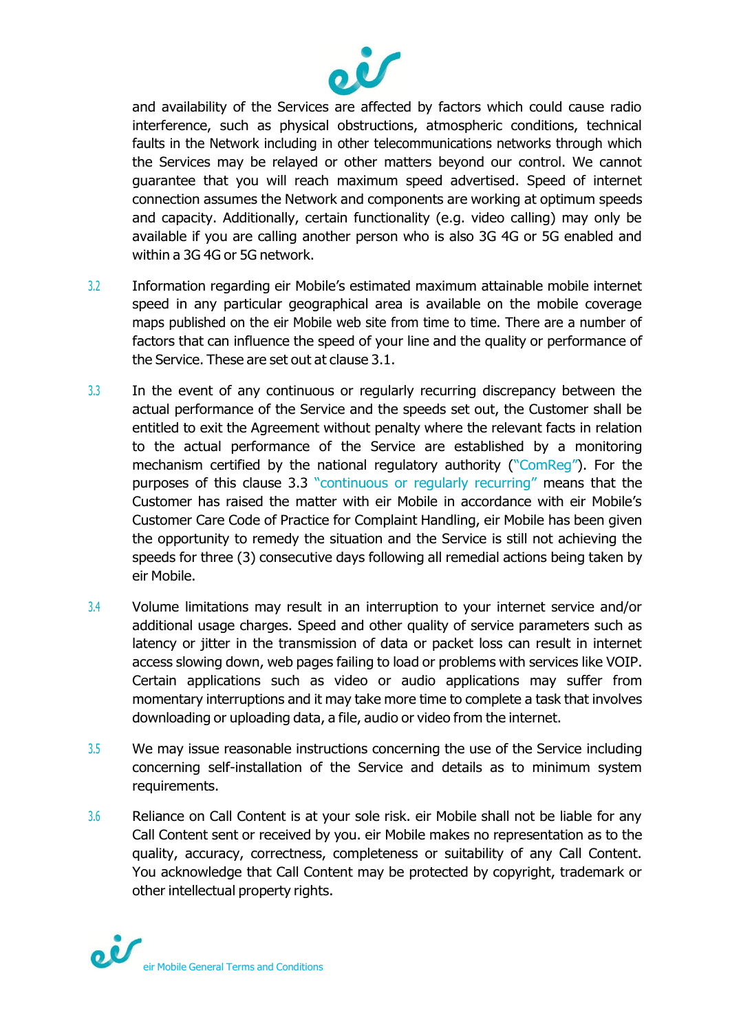and availability of the Services are affected by factors which could cause radio interference, such as physical obstructions, atmospheric conditions, technical faults in the Network including in other telecommunications networks through which the Services may be relayed or other matters beyond our control. We cannot guarantee that you will reach maximum speed advertised. Speed of internet connection assumes the Network and components are working at optimum speeds and capacity. Additionally, certain functionality (e.g. video calling) may only be available if you are calling another person who is also 3G 4G or 5G enabled and within a 3G 4G or 5G network.

3.2 Information regarding eir Mobile's estimated maximum attainable mobile internet speed in any particular geographical area is available on the mobile coverage maps published on the eir Mobile web site from time to time. There are a number of factors that can influence the speed of your line and the quality or performance of the Service. These are set out at clause 3.1.

3.3 In the event of any continuous or regularly recurring discrepancy between the actual performance of the Service and the speeds set out, the Customer shall be entitled to exit the Agreement without penalty where the relevant facts in relation to the actual performance of the Service are established by a monitoring mechanism certified by the national regulatory authority ("ComReg"). For the purposes of this clause 3.3 "continuous or regularly recurring" means that the Customer has raised the matter with eir Mobile in accordance with eir Mobile's Customer Care Code of Practice for Complaint Handling, eir Mobile has been given the opportunity to remedy the situation and the Service is still not achieving the speeds for three (3) consecutive days following all remedial actions being taken by eir Mobile.

3.4 Volume limitations may result in an interruption to your internet service and/or additional usage charges. Speed and other quality of service parameters such as latency or jitter in the transmission of data or packet loss can result in internet access slowing down, web pages failing to load or problems with services like VOIP. Certain applications such as video or audio applications may suffer from momentary interruptions and it may take more time to complete a task that involves downloading or uploading data, a file, audio or video from the internet.

3.5 We may issue reasonable instructions concerning the use of the Service including concerning self-installation of the Service and details as to minimum system requirements.

3.6 Reliance on Call Content is at your sole risk. eir Mobile shall not be liable for any Call Content sent or received by you. eir Mobile makes no representation as to the quality, accuracy, correctness, completeness or suitability of any Call Content. You acknowledge that Call Content may be protected by copyright, trademark or other intellectual property rights.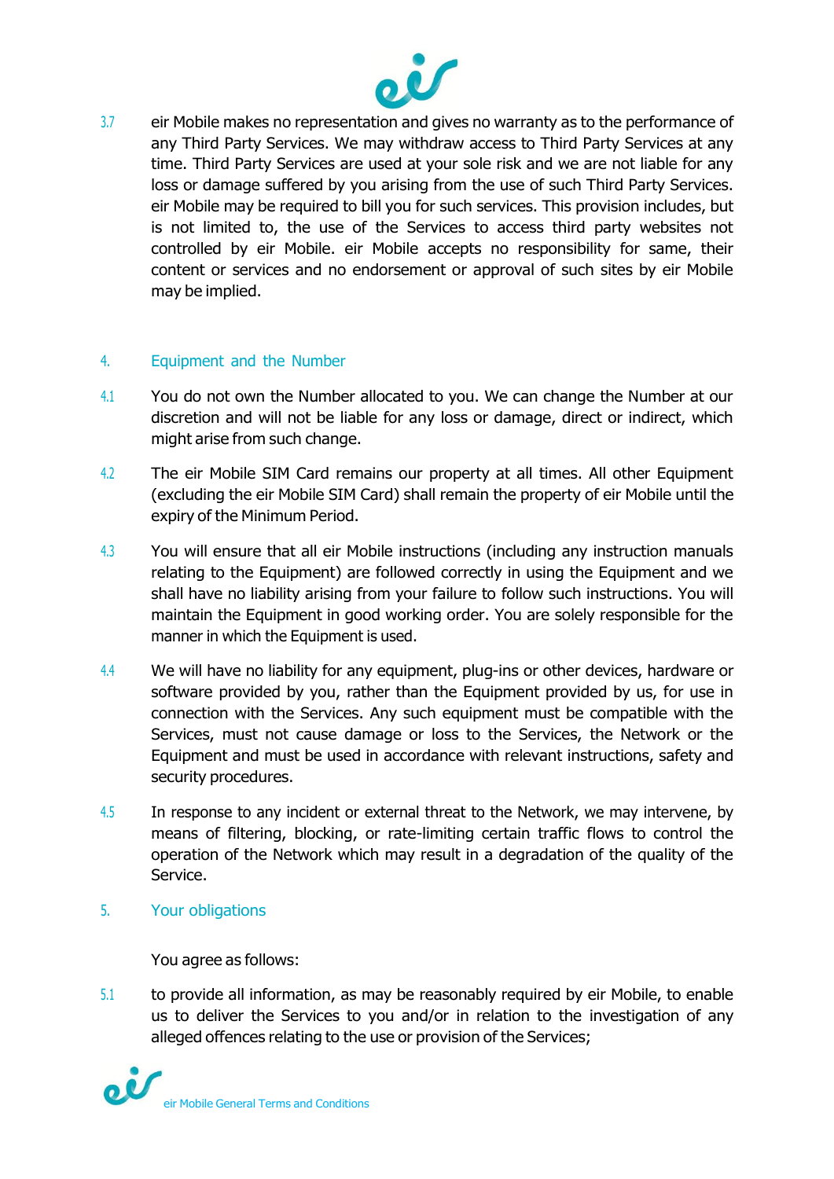3.7 eir Mobile makes no representation and gives no warranty as to the performance of any Third Party Services. We may withdraw access to Third Party Services at any time. Third Party Services are used at your sole risk and we are not liable for any loss or damage suffered by you arising from the use of such Third Party Services. eir Mobile may be required to bill you for such services. This provision includes, but is not limited to, the use of the Services to access third party websites not controlled by eir Mobile. eir Mobile accepts no responsibility for same, their content or services and no endorsement or approval of such sites by eir Mobile may be implied.

## 4. Equipment and the Number

4.1 You do not own the Number allocated to you. We can change the Number at our discretion and will not be liable for any loss or damage, direct or indirect, which might arise from such change.

4.2 The eir Mobile SIM Card remains our property at all times. All other Equipment (excluding the eir Mobile SIM Card) shall remain the property of eir Mobile until the expiry of the Minimum Period.

4.3 You will ensure that all eir Mobile instructions (including any instruction manuals relating to the Equipment) are followed correctly in using the Equipment and we shall have no liability arising from your failure to follow such instructions. You will maintain the Equipment in good working order. You are solely responsible for the manner in which the Equipment is used.

4.4 We will have no liability for any equipment, plug-ins or other devices, hardware or software provided by you, rather than the Equipment provided by us, for use in connection with the Services. Any such equipment must be compatible with the Services, must not cause damage or loss to the Services, the Network or the Equipment and must be used in accordance with relevant instructions, safety and security procedures.

4.5 In response to any incident or external threat to the Network, we may intervene, by means of filtering, blocking, or rate-limiting certain traffic flows to control the operation of the Network which may result in a degradation of the quality of the Service.

## 5. Your obligations

You agree as follows:

5.1 to provide all information, as may be reasonably required by eir Mobile, to enable us to deliver the Services to you and/or in relation to the investigation of any alleged offences relating to the use or provision of the Services;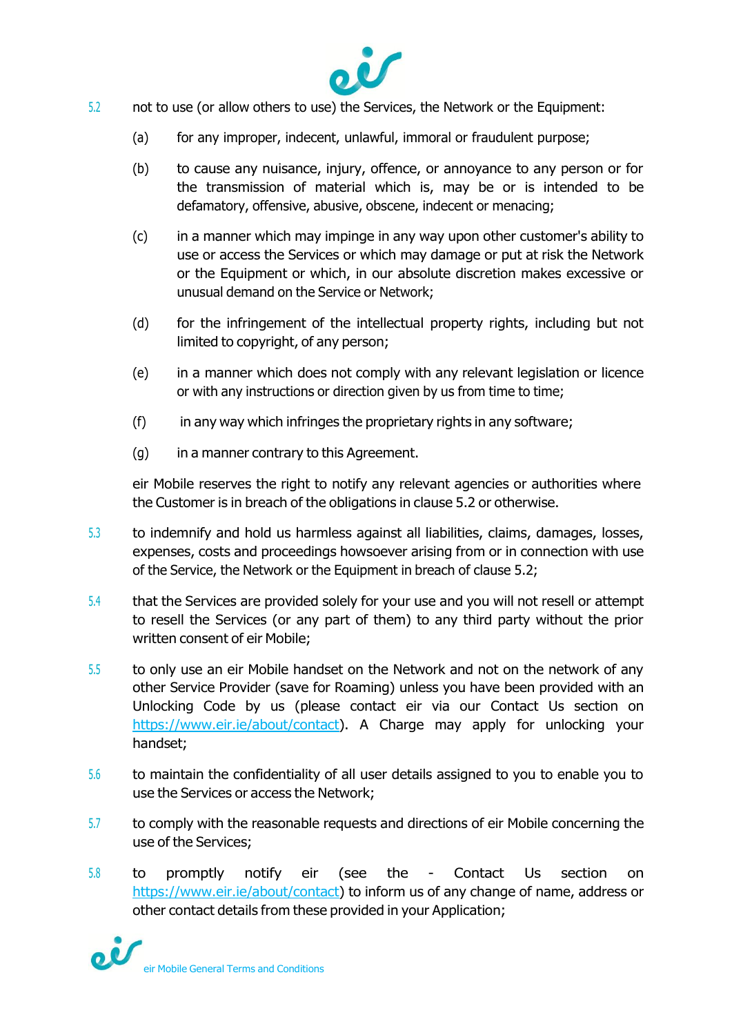5.2 not to use (or allow others to use) the Services, the Network or the Equipment:

(a) for any improper, indecent, unlawful, immoral or fraudulent purpose;

(b) to cause any nuisance, injury, offence, or annoyance to any person or for the transmission of material which is, may be or is intended to be defamatory, offensive, abusive, obscene, indecent or menacing;

(c) in a manner which may impinge in any way upon other customer's ability to use or access the Services or which may damage or put at risk the Network or the Equipment or which, in our absolute discretion makes excessive or unusual demand on the Service or Network;

(d) for the infringement of the intellectual property rights, including but not limited to copyright, of any person;

(e) in a manner which does not comply with any relevant legislation or licence or with any instructions or direction given by us from time to time;

(f) in any way which infringes the proprietary rights in any software;

(g) in a manner contrary to this Agreement.

eir Mobile reserves the right to notify any relevant agencies or authorities where the Customer is in breach of the obligations in clause 5.2 or otherwise.

5.3 to indemnify and hold us harmless against all liabilities, claims, damages, losses, expenses, costs and proceedings howsoever arising from or in connection with use of the Service, the Network or the Equipment in breach of clause 5.2;

5.4 that the Services are provided solely for your use and you will not resell or attempt to resell the Services (or any part of them) to any third party without the prior written consent of eir Mobile;

5.5 to only use an eir Mobile handset on the Network and not on the network of any other Service Provider (save for Roaming) unless you have been provided with an Unlocking Code by us (please contact eir via our Contact Us section on https://www.eir.ie/about/contact). A Charge may apply for unlocking your handset;

5.6 to maintain the confidentiality of all user details assigned to you to enable you to use the Services or access the Network;

5.7 to comply with the reasonable requests and directions of eir Mobile concerning the use of the Services;

5.8 to promptly notify eir (see the - Contact Us section on https://www.eir.ie/about/contact) to inform us of any change of name, address or other contact details from these provided in your Application;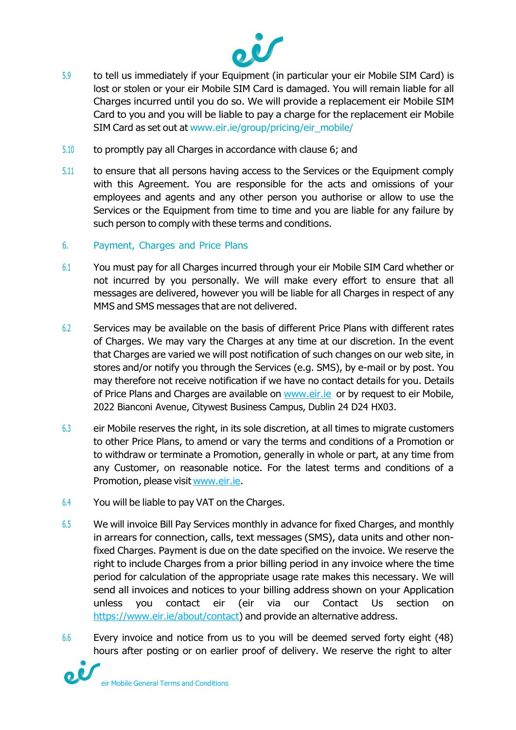5.9 to tell us immediately if your Equipment (in particular your eir Mobile SIM Card) is lost or stolen or your eir Mobile SIM Card is damaged. You will remain liable for all Charges incurred until you do so. We will provide a replacement eir Mobile SIM Card to you and you will be liable to pay a charge for the replacement eir Mobile SIM Card as set out at www.eir.ie/group/pricing/eir_mobile/

5.10 to promptly pay all Charges in accordance with clause 6; and

5.11 to ensure that all persons having access to the Services or the Equipment comply with this Agreement. You are responsible for the acts and omissions of your employees and agents and any other person you authorise or allow to use the Services or the Equipment from time to time and you are liable for any failure by such person to comply with these terms and conditions.

## 6. Payment, Charges and Price Plans

6.1 You must pay for all Charges incurred through your eir Mobile SIM Card whether or not incurred by you personally. We will make every effort to ensure that all messages are delivered, however you will be liable for all Charges in respect of any MMS and SMS messages that are not delivered.

6.2 Services may be available on the basis of different Price Plans with different rates of Charges. We may vary the Charges at any time at our discretion. In the event that Charges are varied we will post notification of such changes on our web site, in stores and/or notify you through the Services (e.g. SMS), by e-mail or by post. You may therefore not receive notification if we have no contact details for you. Details of Price Plans and Charges are available on www.eir.ie or by request to eir Mobile, 2022 Bianconi Avenue, Citywest Business Campus, Dublin 24 D24 HX03.

6.3 eir Mobile reserves the right, in its sole discretion, at all times to migrate customers to other Price Plans, to amend or vary the terms and conditions of a Promotion or to withdraw or terminate a Promotion, generally in whole or part, at any time from any Customer, on reasonable notice. For the latest terms and conditions of a Promotion, please visit www.eir.ie.

6.4 You will be liable to pay VAT on the Charges.

6.5 We will invoice Bill Pay Services monthly in advance for fixed Charges, and monthly in arrears for connection, calls, text messages (SMS), data units and other non-fixed Charges. Payment is due on the date specified on the invoice. We reserve the right to include Charges from a prior billing period in any invoice where the time period for calculation of the appropriate usage rate makes this necessary. We will send all invoices and notices to your billing address shown on your Application unless you contact eir (eir via our Contact Us section on https://www.eir.ie/about/contact) and provide an alternative address.

6.6 Every invoice and notice from us to you will be deemed served forty eight (48) hours after posting or on earlier proof of delivery. We reserve the right to alter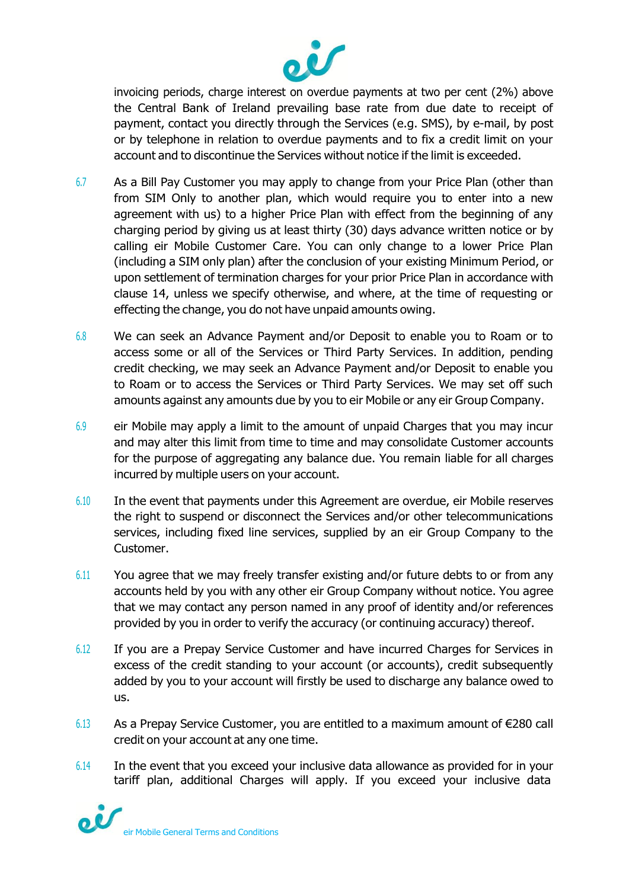invoicing periods, charge interest on overdue payments at two per cent (2%) above the Central Bank of Ireland prevailing base rate from due date to receipt of payment, contact you directly through the Services (e.g. SMS), by e-mail, by post or by telephone in relation to overdue payments and to fix a credit limit on your account and to discontinue the Services without notice if the limit is exceeded.

6.7 As a Bill Pay Customer you may apply to change from your Price Plan (other than from SIM Only to another plan, which would require you to enter into a new agreement with us) to a higher Price Plan with effect from the beginning of any charging period by giving us at least thirty (30) days advance written notice or by calling eir Mobile Customer Care. You can only change to a lower Price Plan (including a SIM only plan) after the conclusion of your existing Minimum Period, or upon settlement of termination charges for your prior Price Plan in accordance with clause 14, unless we specify otherwise, and where, at the time of requesting or effecting the change, you do not have unpaid amounts owing.

6.8 We can seek an Advance Payment and/or Deposit to enable you to Roam or to access some or all of the Services or Third Party Services. In addition, pending credit checking, we may seek an Advance Payment and/or Deposit to enable you to Roam or to access the Services or Third Party Services. We may set off such amounts against any amounts due by you to eir Mobile or any eir Group Company.

6.9 eir Mobile may apply a limit to the amount of unpaid Charges that you may incur and may alter this limit from time to time and may consolidate Customer accounts for the purpose of aggregating any balance due. You remain liable for all charges incurred by multiple users on your account.

6.10 In the event that payments under this Agreement are overdue, eir Mobile reserves the right to suspend or disconnect the Services and/or other telecommunications services, including fixed line services, supplied by an eir Group Company to the Customer.

6.11 You agree that we may freely transfer existing and/or future debts to or from any accounts held by you with any other eir Group Company without notice. You agree that we may contact any person named in any proof of identity and/or references provided by you in order to verify the accuracy (or continuing accuracy) thereof.

6.12 If you are a Prepay Service Customer and have incurred Charges for Services in excess of the credit standing to your account (or accounts), credit subsequently added by you to your account will firstly be used to discharge any balance owed to us.

6.13 As a Prepay Service Customer, you are entitled to a maximum amount of €280 call credit on your account at any one time.

6.14 In the event that you exceed your inclusive data allowance as provided for in your tariff plan, additional Charges will apply. If you exceed your inclusive data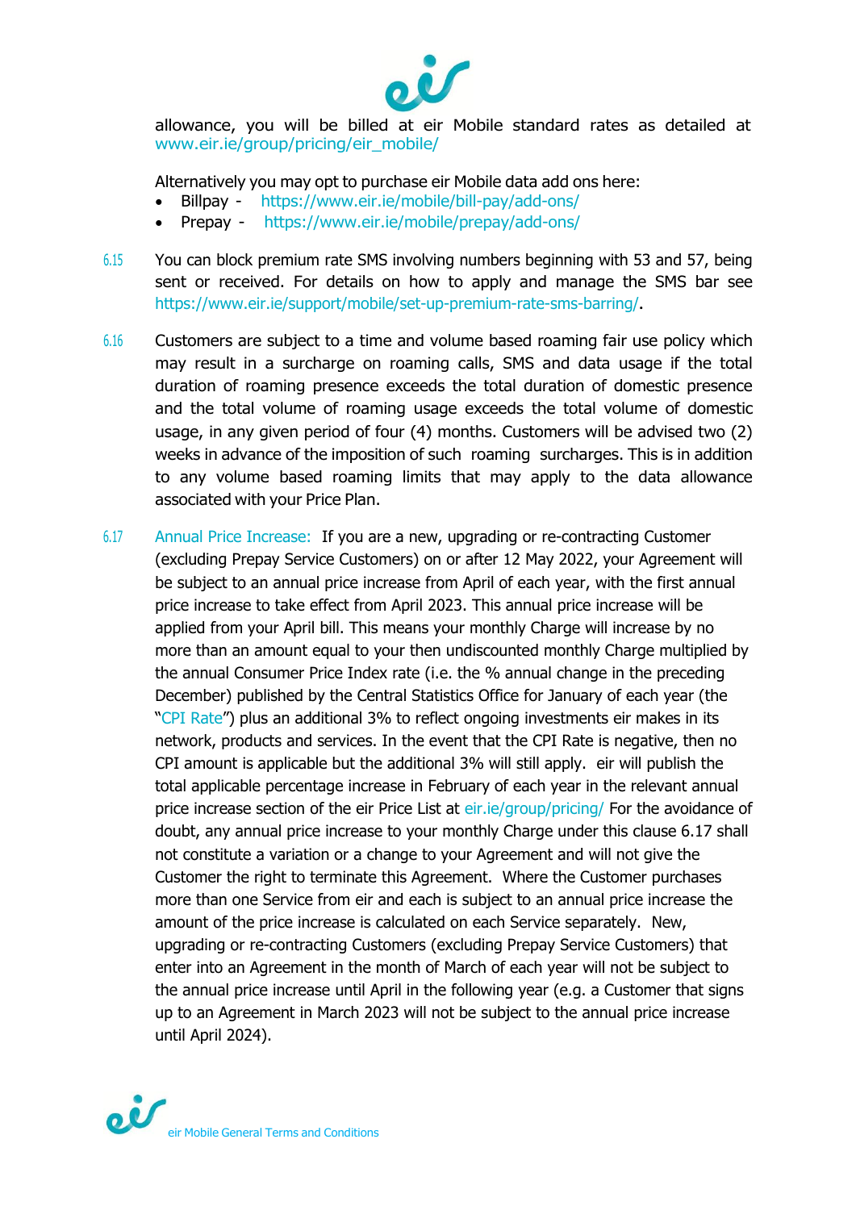allowance, you will be billed at eir Mobile standard rates as detailed at www.eir.ie/group/pricing/eir_mobile/

Alternatively you may opt to purchase eir Mobile data add ons here:

- Billpay - https://www.eir.ie/mobile/bill-pay/add-ons/
- Prepay - https://www.eir.ie/mobile/prepay/add-ons/

6.15 You can block premium rate SMS involving numbers beginning with 53 and 57, being sent or received. For details on how to apply and manage the SMS bar see https://www.eir.ie/support/mobile/set-up-premium-rate-sms-barring/.

6.16 Customers are subject to a time and volume based roaming fair use policy which may result in a surcharge on roaming calls, SMS and data usage if the total duration of roaming presence exceeds the total duration of domestic presence and the total volume of roaming usage exceeds the total volume of domestic usage, in any given period of four (4) months. Customers will be advised two (2) weeks in advance of the imposition of such roaming surcharges. This is in addition to any volume based roaming limits that may apply to the data allowance associated with your Price Plan.

6.17 Annual Price Increase: If you are a new, upgrading or re-contracting Customer (excluding Prepay Service Customers) on or after 12 May 2022, your Agreement will be subject to an annual price increase from April of each year, with the first annual price increase to take effect from April 2023. This annual price increase will be applied from your April bill. This means your monthly Charge will increase by no more than an amount equal to your then undiscounted monthly Charge multiplied by the annual Consumer Price Index rate (i.e. the % annual change in the preceding December) published by the Central Statistics Office for January of each year (the "CPI Rate") plus an additional 3% to reflect ongoing investments eir makes in its network, products and services. In the event that the CPI Rate is negative, then no CPI amount is applicable but the additional 3% will still apply. eir will publish the total applicable percentage increase in February of each year in the relevant annual price increase section of the eir Price List at eir.ie/group/pricing/ For the avoidance of doubt, any annual price increase to your monthly Charge under this clause 6.17 shall not constitute a variation or a change to your Agreement and will not give the Customer the right to terminate this Agreement. Where the Customer purchases more than one Service from eir and each is subject to an annual price increase the amount of the price increase is calculated on each Service separately. New, upgrading or re-contracting Customers (excluding Prepay Service Customers) that enter into an Agreement in the month of March of each year will not be subject to the annual price increase until April in the following year (e.g. a Customer that signs up to an Agreement in March 2023 will not be subject to the annual price increase until April 2024).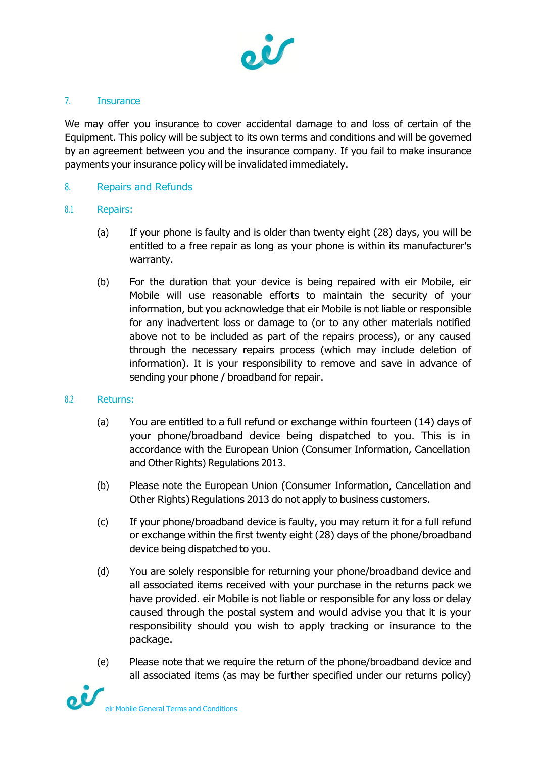## 7. Insurance

We may offer you insurance to cover accidental damage to and loss of certain of the Equipment. This policy will be subject to its own terms and conditions and will be governed by an agreement between you and the insurance company. If you fail to make insurance payments your insurance policy will be invalidated immediately.

## 8. Repairs and Refunds

### 8.1 Repairs:

(a) If your phone is faulty and is older than twenty eight (28) days, you will be entitled to a free repair as long as your phone is within its manufacturer's warranty.

(b) For the duration that your device is being repaired with eir Mobile, eir Mobile will use reasonable efforts to maintain the security of your information, but you acknowledge that eir Mobile is not liable or responsible for any inadvertent loss or damage to (or to any other materials notified above not to be included as part of the repairs process), or any caused through the necessary repairs process (which may include deletion of information). It is your responsibility to remove and save in advance of sending your phone / broadband for repair.

### 8.2 Returns:

(a) You are entitled to a full refund or exchange within fourteen (14) days of your phone/broadband device being dispatched to you. This is in accordance with the European Union (Consumer Information, Cancellation and Other Rights) Regulations 2013.

(b) Please note the European Union (Consumer Information, Cancellation and Other Rights) Regulations 2013 do not apply to business customers.

(c) If your phone/broadband device is faulty, you may return it for a full refund or exchange within the first twenty eight (28) days of the phone/broadband device being dispatched to you.

(d) You are solely responsible for returning your phone/broadband device and all associated items received with your purchase in the returns pack we have provided. eir Mobile is not liable or responsible for any loss or delay caused through the postal system and would advise you that it is your responsibility should you wish to apply tracking or insurance to the package.

(e) Please note that we require the return of the phone/broadband device and all associated items (as may be further specified under our returns policy)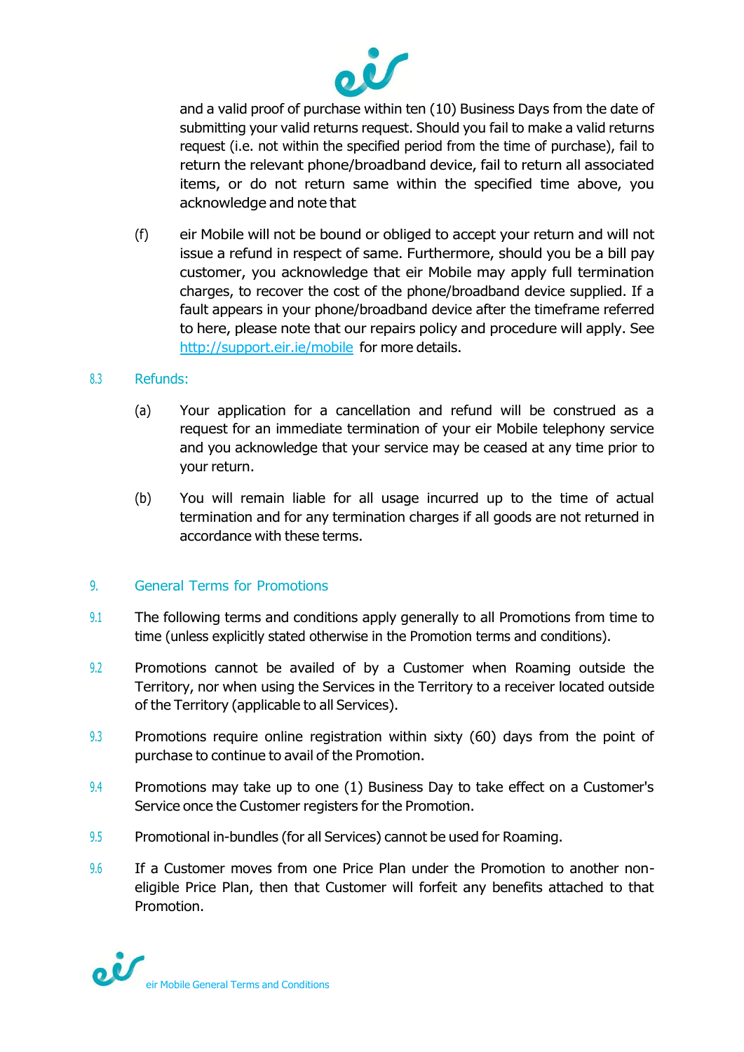and a valid proof of purchase within ten (10) Business Days from the date of submitting your valid returns request. Should you fail to make a valid returns request (i.e. not within the specified period from the time of purchase), fail to return the relevant phone/broadband device, fail to return all associated items, or do not return same within the specified time above, you acknowledge and note that

(f) eir Mobile will not be bound or obliged to accept your return and will not issue a refund in respect of same. Furthermore, should you be a bill pay customer, you acknowledge that eir Mobile may apply full termination charges, to recover the cost of the phone/broadband device supplied. If a fault appears in your phone/broadband device after the timeframe referred to here, please note that our repairs policy and procedure will apply. See [http://support.eir.ie/mobile](http://support.eir.ie/mobile) for more details.

### 8.3 Refunds:

(a) Your application for a cancellation and refund will be construed as a request for an immediate termination of your eir Mobile telephony service and you acknowledge that your service may be ceased at any time prior to your return.

(b) You will remain liable for all usage incurred up to the time of actual termination and for any termination charges if all goods are not returned in accordance with these terms.

## 9. General Terms for Promotions

9.1 The following terms and conditions apply generally to all Promotions from time to time (unless explicitly stated otherwise in the Promotion terms and conditions).

9.2 Promotions cannot be availed of by a Customer when Roaming outside the Territory, nor when using the Services in the Territory to a receiver located outside of the Territory (applicable to all Services).

9.3 Promotions require online registration within sixty (60) days from the point of purchase to continue to avail of the Promotion.

9.4 Promotions may take up to one (1) Business Day to take effect on a Customer's Service once the Customer registers for the Promotion.

9.5 Promotional in-bundles (for all Services) cannot be used for Roaming.

9.6 If a Customer moves from one Price Plan under the Promotion to another non-eligible Price Plan, then that Customer will forfeit any benefits attached to that Promotion.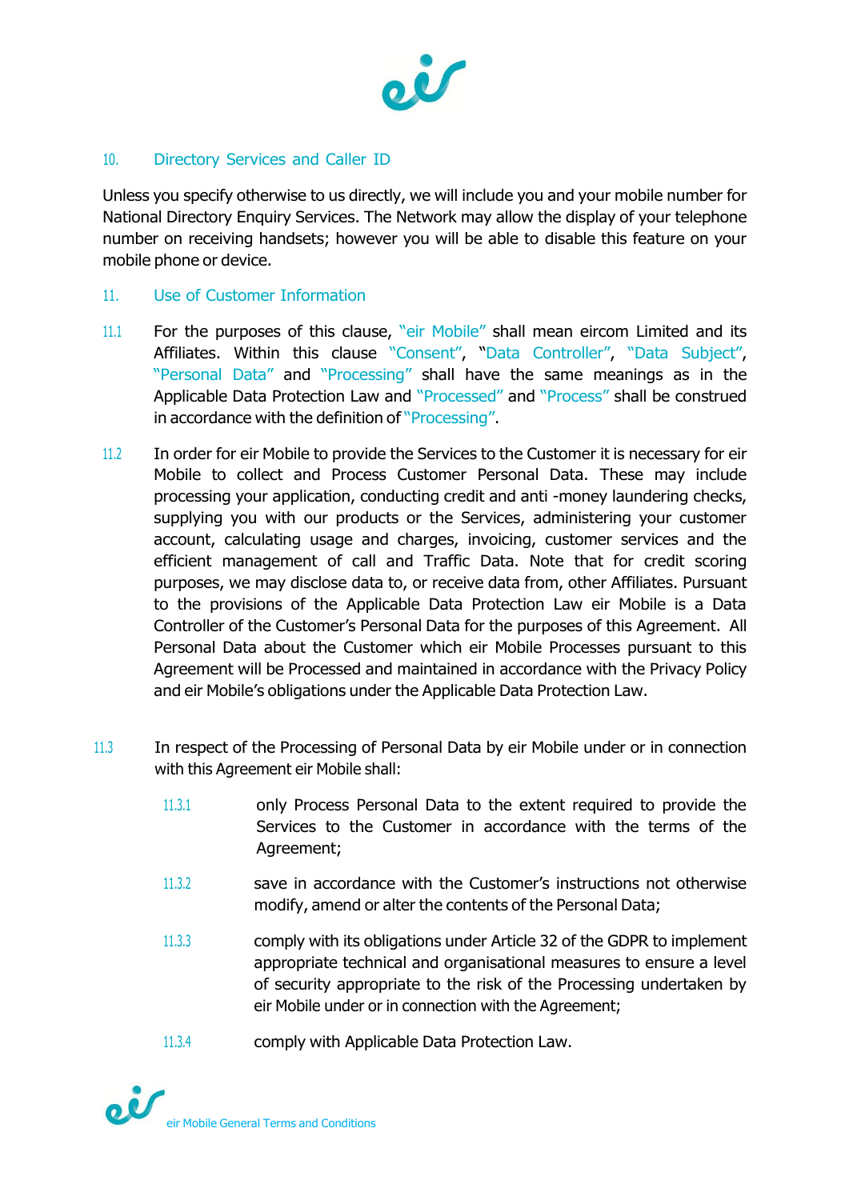## 10. Directory Services and Caller ID

Unless you specify otherwise to us directly, we will include you and your mobile number for National Directory Enquiry Services. The Network may allow the display of your telephone number on receiving handsets; however you will be able to disable this feature on your mobile phone or device.

## 11. Use of Customer Information

11.1 For the purposes of this clause, "eir Mobile" shall mean eircom Limited and its Affiliates. Within this clause "Consent", "Data Controller", "Data Subject", "Personal Data" and "Processing" shall have the same meanings as in the Applicable Data Protection Law and "Processed" and "Process" shall be construed in accordance with the definition of "Processing".

11.2 In order for eir Mobile to provide the Services to the Customer it is necessary for eir Mobile to collect and Process Customer Personal Data. These may include processing your application, conducting credit and anti -money laundering checks, supplying you with our products or the Services, administering your customer account, calculating usage and charges, invoicing, customer services and the efficient management of call and Traffic Data. Note that for credit scoring purposes, we may disclose data to, or receive data from, other Affiliates. Pursuant to the provisions of the Applicable Data Protection Law eir Mobile is a Data Controller of the Customer's Personal Data for the purposes of this Agreement. All Personal Data about the Customer which eir Mobile Processes pursuant to this Agreement will be Processed and maintained in accordance with the Privacy Policy and eir Mobile's obligations under the Applicable Data Protection Law.

11.3 In respect of the Processing of Personal Data by eir Mobile under or in connection with this Agreement eir Mobile shall:

11.3.1 only Process Personal Data to the extent required to provide the Services to the Customer in accordance with the terms of the Agreement;

11.3.2 save in accordance with the Customer's instructions not otherwise modify, amend or alter the contents of the Personal Data;

11.3.3 comply with its obligations under Article 32 of the GDPR to implement appropriate technical and organisational measures to ensure a level of security appropriate to the risk of the Processing undertaken by eir Mobile under or in connection with the Agreement;

11.3.4 comply with Applicable Data Protection Law.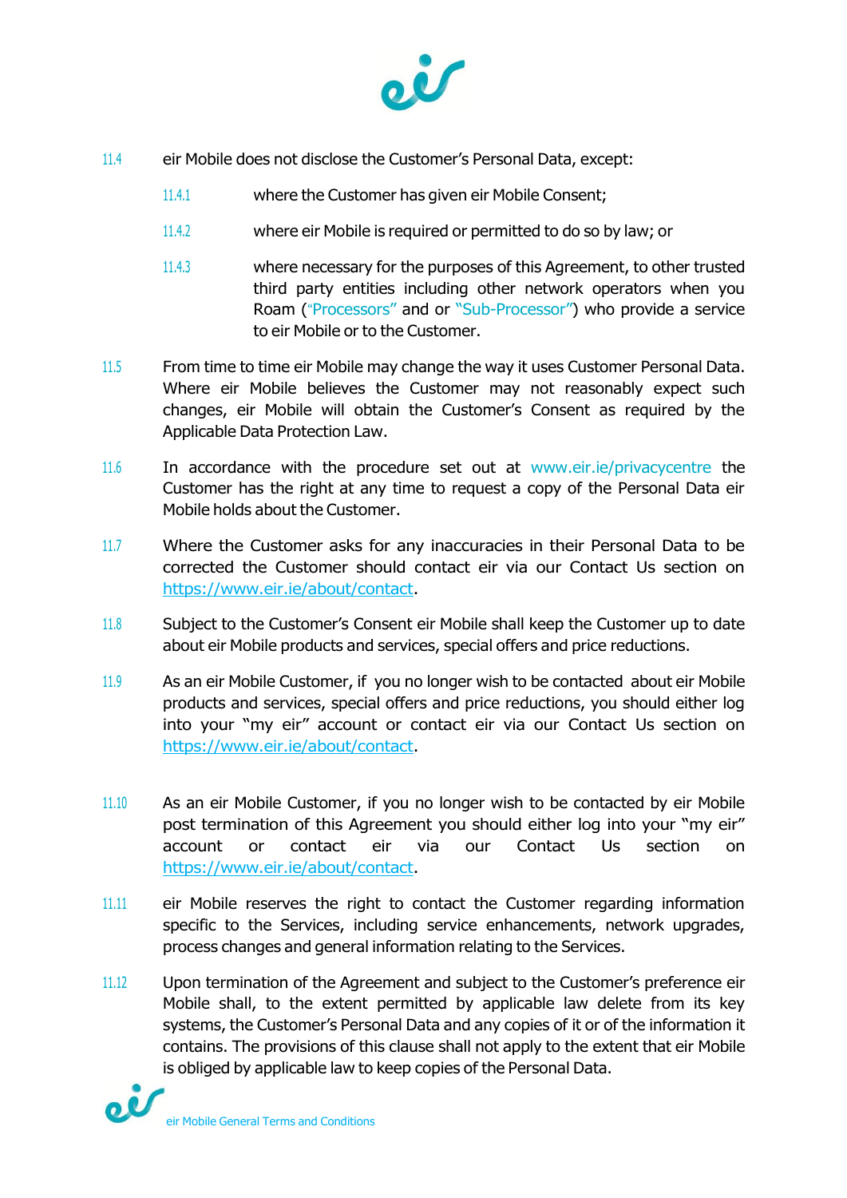11.4 eir Mobile does not disclose the Customer's Personal Data, except:

11.4.1 where the Customer has given eir Mobile Consent;

11.4.2 where eir Mobile is required or permitted to do so by law; or

11.4.3 where necessary for the purposes of this Agreement, to other trusted third party entities including other network operators when you Roam ("Processors" and or "Sub-Processor") who provide a service to eir Mobile or to the Customer.

11.5 From time to time eir Mobile may change the way it uses Customer Personal Data. Where eir Mobile believes the Customer may not reasonably expect such changes, eir Mobile will obtain the Customer's Consent as required by the Applicable Data Protection Law.

11.6 In accordance with the procedure set out at www.eir.ie/privacycentre the Customer has the right at any time to request a copy of the Personal Data eir Mobile holds about the Customer.

11.7 Where the Customer asks for any inaccuracies in their Personal Data to be corrected the Customer should contact eir via our Contact Us section on https://www.eir.ie/about/contact.

11.8 Subject to the Customer's Consent eir Mobile shall keep the Customer up to date about eir Mobile products and services, special offers and price reductions.

11.9 As an eir Mobile Customer, if you no longer wish to be contacted about eir Mobile products and services, special offers and price reductions, you should either log into your "my eir" account or contact eir via our Contact Us section on https://www.eir.ie/about/contact.

11.10 As an eir Mobile Customer, if you no longer wish to be contacted by eir Mobile post termination of this Agreement you should either log into your "my eir" account or contact eir via our Contact Us section on https://www.eir.ie/about/contact.

11.11 eir Mobile reserves the right to contact the Customer regarding information specific to the Services, including service enhancements, network upgrades, process changes and general information relating to the Services.

11.12 Upon termination of the Agreement and subject to the Customer's preference eir Mobile shall, to the extent permitted by applicable law delete from its key systems, the Customer's Personal Data and any copies of it or of the information it contains. The provisions of this clause shall not apply to the extent that eir Mobile is obliged by applicable law to keep copies of the Personal Data.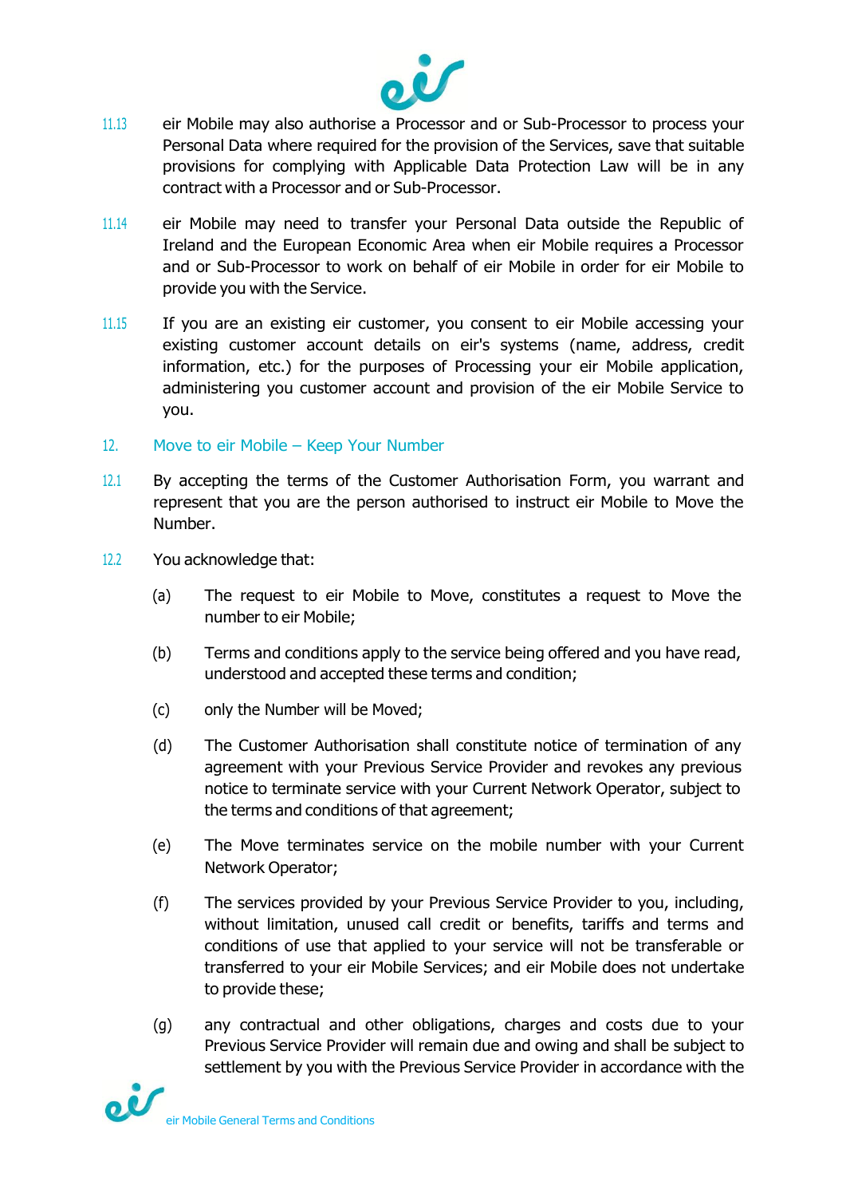11.13 eir Mobile may also authorise a Processor and or Sub-Processor to process your Personal Data where required for the provision of the Services, save that suitable provisions for complying with Applicable Data Protection Law will be in any contract with a Processor and or Sub-Processor.

11.14 eir Mobile may need to transfer your Personal Data outside the Republic of Ireland and the European Economic Area when eir Mobile requires a Processor and or Sub-Processor to work on behalf of eir Mobile in order for eir Mobile to provide you with the Service.

11.15 If you are an existing eir customer, you consent to eir Mobile accessing your existing customer account details on eir's systems (name, address, credit information, etc.) for the purposes of Processing your eir Mobile application, administering you customer account and provision of the eir Mobile Service to you.

## 12. Move to eir Mobile – Keep Your Number

12.1 By accepting the terms of the Customer Authorisation Form, you warrant and represent that you are the person authorised to instruct eir Mobile to Move the Number.

12.2 You acknowledge that:

(a) The request to eir Mobile to Move, constitutes a request to Move the number to eir Mobile;

(b) Terms and conditions apply to the service being offered and you have read, understood and accepted these terms and condition;

(c) only the Number will be Moved;

(d) The Customer Authorisation shall constitute notice of termination of any agreement with your Previous Service Provider and revokes any previous notice to terminate service with your Current Network Operator, subject to the terms and conditions of that agreement;

(e) The Move terminates service on the mobile number with your Current Network Operator;

(f) The services provided by your Previous Service Provider to you, including, without limitation, unused call credit or benefits, tariffs and terms and conditions of use that applied to your service will not be transferable or transferred to your eir Mobile Services; and eir Mobile does not undertake to provide these;

(g) any contractual and other obligations, charges and costs due to your Previous Service Provider will remain due and owing and shall be subject to settlement by you with the Previous Service Provider in accordance with the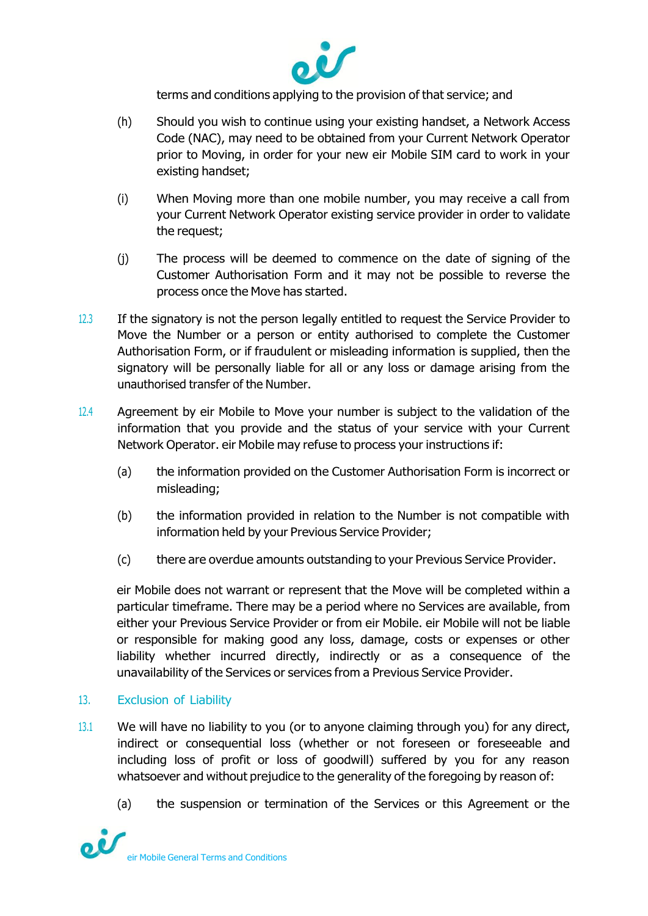terms and conditions applying to the provision of that service; and

(h) Should you wish to continue using your existing handset, a Network Access Code (NAC), may need to be obtained from your Current Network Operator prior to Moving, in order for your new eir Mobile SIM card to work in your existing handset;

(i) When Moving more than one mobile number, you may receive a call from your Current Network Operator existing service provider in order to validate the request;

(j) The process will be deemed to commence on the date of signing of the Customer Authorisation Form and it may not be possible to reverse the process once the Move has started.

12.3 If the signatory is not the person legally entitled to request the Service Provider to Move the Number or a person or entity authorised to complete the Customer Authorisation Form, or if fraudulent or misleading information is supplied, then the signatory will be personally liable for all or any loss or damage arising from the unauthorised transfer of the Number.

12.4 Agreement by eir Mobile to Move your number is subject to the validation of the information that you provide and the status of your service with your Current Network Operator. eir Mobile may refuse to process your instructions if:

(a) the information provided on the Customer Authorisation Form is incorrect or misleading;

(b) the information provided in relation to the Number is not compatible with information held by your Previous Service Provider;

(c) there are overdue amounts outstanding to your Previous Service Provider.

eir Mobile does not warrant or represent that the Move will be completed within a particular timeframe. There may be a period where no Services are available, from either your Previous Service Provider or from eir Mobile. eir Mobile will not be liable or responsible for making good any loss, damage, costs or expenses or other liability whether incurred directly, indirectly or as a consequence of the unavailability of the Services or services from a Previous Service Provider.

## 13. Exclusion of Liability

13.1 We will have no liability to you (or to anyone claiming through you) for any direct, indirect or consequential loss (whether or not foreseen or foreseeable and including loss of profit or loss of goodwill) suffered by you for any reason whatsoever and without prejudice to the generality of the foregoing by reason of:

(a) the suspension or termination of the Services or this Agreement or the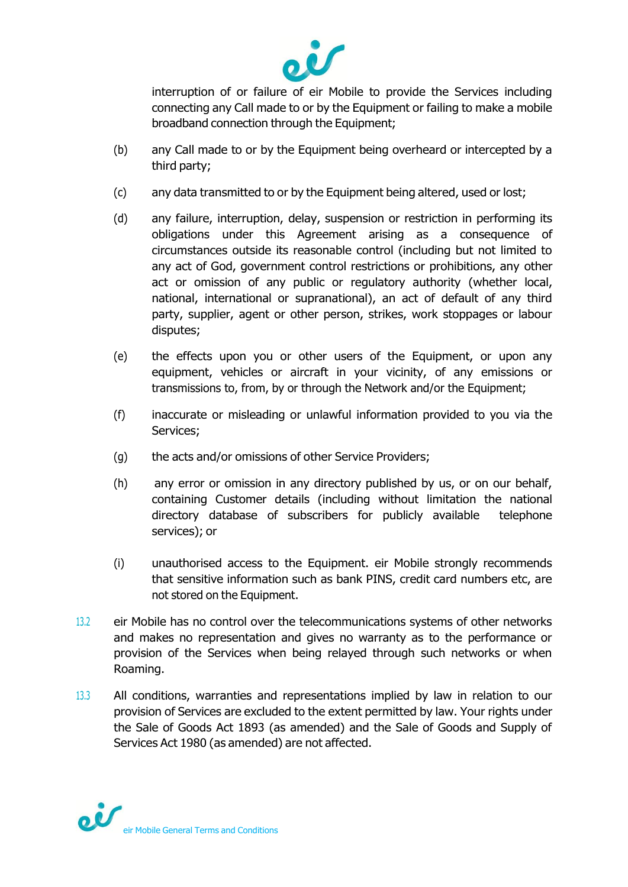interruption of or failure of eir Mobile to provide the Services including connecting any Call made to or by the Equipment or failing to make a mobile broadband connection through the Equipment;

(b) any Call made to or by the Equipment being overheard or intercepted by a third party;

(c) any data transmitted to or by the Equipment being altered, used or lost;

(d) any failure, interruption, delay, suspension or restriction in performing its obligations under this Agreement arising as a consequence of circumstances outside its reasonable control (including but not limited to any act of God, government control restrictions or prohibitions, any other act or omission of any public or regulatory authority (whether local, national, international or supranational), an act of default of any third party, supplier, agent or other person, strikes, work stoppages or labour disputes;

(e) the effects upon you or other users of the Equipment, or upon any equipment, vehicles or aircraft in your vicinity, of any emissions or transmissions to, from, by or through the Network and/or the Equipment;

(f) inaccurate or misleading or unlawful information provided to you via the Services;

(g) the acts and/or omissions of other Service Providers;

(h) any error or omission in any directory published by us, or on our behalf, containing Customer details (including without limitation the national directory database of subscribers for publicly available telephone services); or

(i) unauthorised access to the Equipment. eir Mobile strongly recommends that sensitive information such as bank PINS, credit card numbers etc, are not stored on the Equipment.

13.2 eir Mobile has no control over the telecommunications systems of other networks and makes no representation and gives no warranty as to the performance or provision of the Services when being relayed through such networks or when Roaming.

13.3 All conditions, warranties and representations implied by law in relation to our provision of Services are excluded to the extent permitted by law. Your rights under the Sale of Goods Act 1893 (as amended) and the Sale of Goods and Supply of Services Act 1980 (as amended) are not affected.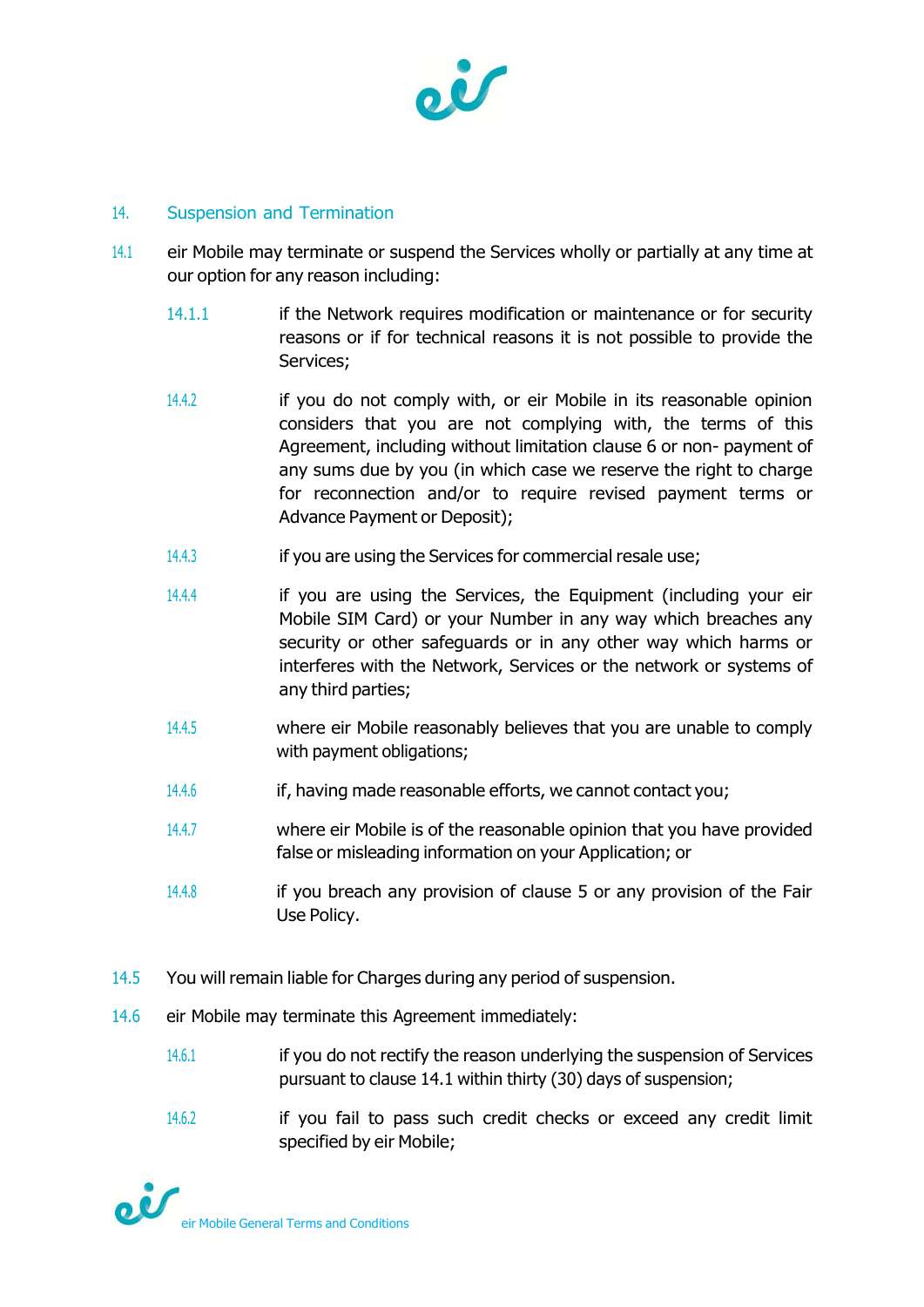## 14. Suspension and Termination

14.1 eir Mobile may terminate or suspend the Services wholly or partially at any time at our option for any reason including:

14.1.1 if the Network requires modification or maintenance or for security reasons or if for technical reasons it is not possible to provide the Services;

14.4.2 if you do not comply with, or eir Mobile in its reasonable opinion considers that you are not complying with, the terms of this Agreement, including without limitation clause 6 or non- payment of any sums due by you (in which case we reserve the right to charge for reconnection and/or to require revised payment terms or Advance Payment or Deposit);

14.4.3 if you are using the Services for commercial resale use;

14.4.4 if you are using the Services, the Equipment (including your eir Mobile SIM Card) or your Number in any way which breaches any security or other safeguards or in any other way which harms or interferes with the Network, Services or the network or systems of any third parties;

14.4.5 where eir Mobile reasonably believes that you are unable to comply with payment obligations;

14.4.6 if, having made reasonable efforts, we cannot contact you;

14.4.7 where eir Mobile is of the reasonable opinion that you have provided false or misleading information on your Application; or

14.4.8 if you breach any provision of clause 5 or any provision of the Fair Use Policy.

14.5 You will remain liable for Charges during any period of suspension.

14.6 eir Mobile may terminate this Agreement immediately:

14.6.1 if you do not rectify the reason underlying the suspension of Services pursuant to clause 14.1 within thirty (30) days of suspension;

14.6.2 if you fail to pass such credit checks or exceed any credit limit specified by eir Mobile;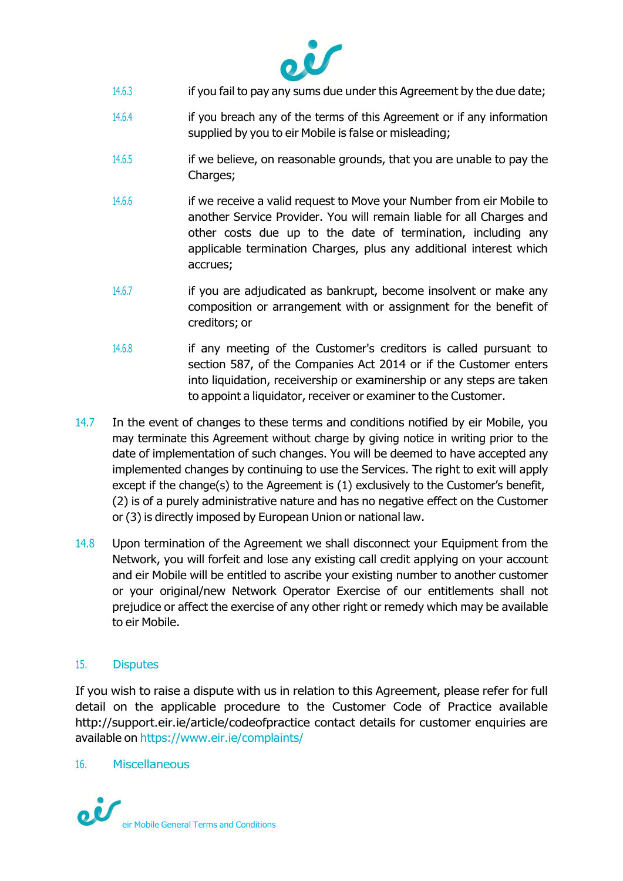14.6.3 if you fail to pay any sums due under this Agreement by the due date;

14.6.4 if you breach any of the terms of this Agreement or if any information supplied by you to eir Mobile is false or misleading;

14.6.5 if we believe, on reasonable grounds, that you are unable to pay the Charges;

14.6.6 if we receive a valid request to Move your Number from eir Mobile to another Service Provider. You will remain liable for all Charges and other costs due up to the date of termination, including any applicable termination Charges, plus any additional interest which accrues;

14.6.7 if you are adjudicated as bankrupt, become insolvent or make any composition or arrangement with or assignment for the benefit of creditors; or

14.6.8 if any meeting of the Customer's creditors is called pursuant to section 587, of the Companies Act 2014 or if the Customer enters into liquidation, receivership or examinership or any steps are taken to appoint a liquidator, receiver or examiner to the Customer.

14.7 In the event of changes to these terms and conditions notified by eir Mobile, you may terminate this Agreement without charge by giving notice in writing prior to the date of implementation of such changes. You will be deemed to have accepted any implemented changes by continuing to use the Services. The right to exit will apply except if the change(s) to the Agreement is (1) exclusively to the Customer's benefit, (2) is of a purely administrative nature and has no negative effect on the Customer or (3) is directly imposed by European Union or national law.

14.8 Upon termination of the Agreement we shall disconnect your Equipment from the Network, you will forfeit and lose any existing call credit applying on your account and eir Mobile will be entitled to ascribe your existing number to another customer or your original/new Network Operator Exercise of our entitlements shall not prejudice or affect the exercise of any other right or remedy which may be available to eir Mobile.

## 15. Disputes

If you wish to raise a dispute with us in relation to this Agreement, please refer for full detail on the applicable procedure to the Customer Code of Practice available http://support.eir.ie/article/codeofpractice contact details for customer enquiries are available on https://www.eir.ie/complaints/

## 16. Miscellaneous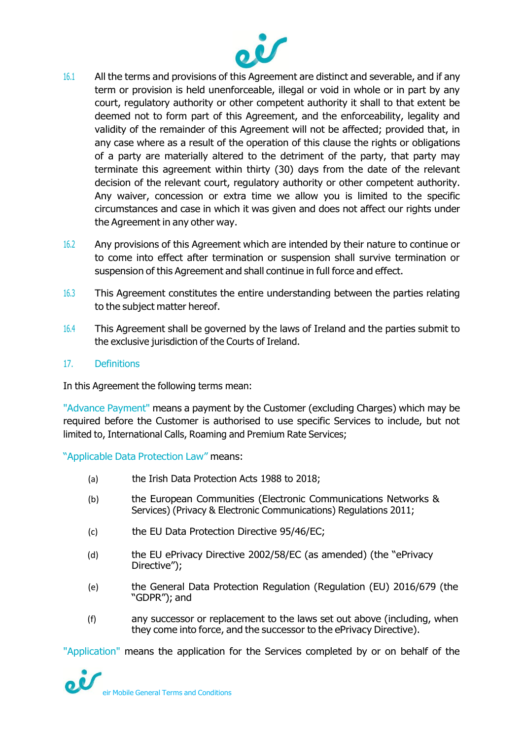16.1 All the terms and provisions of this Agreement are distinct and severable, and if any term or provision is held unenforceable, illegal or void in whole or in part by any court, regulatory authority or other competent authority it shall to that extent be deemed not to form part of this Agreement, and the enforceability, legality and validity of the remainder of this Agreement will not be affected; provided that, in any case where as a result of the operation of this clause the rights or obligations of a party are materially altered to the detriment of the party, that party may terminate this agreement within thirty (30) days from the date of the relevant decision of the relevant court, regulatory authority or other competent authority. Any waiver, concession or extra time we allow you is limited to the specific circumstances and case in which it was given and does not affect our rights under the Agreement in any other way.

16.2 Any provisions of this Agreement which are intended by their nature to continue or to come into effect after termination or suspension shall survive termination or suspension of this Agreement and shall continue in full force and effect.

16.3 This Agreement constitutes the entire understanding between the parties relating to the subject matter hereof.

16.4 This Agreement shall be governed by the laws of Ireland and the parties submit to the exclusive jurisdiction of the Courts of Ireland.

## 17. Definitions

In this Agreement the following terms mean:

"Advance Payment" means a payment by the Customer (excluding Charges) which may be required before the Customer is authorised to use specific Services to include, but not limited to, International Calls, Roaming and Premium Rate Services;

"Applicable Data Protection Law" means:

(a) the Irish Data Protection Acts 1988 to 2018;

(b) the European Communities (Electronic Communications Networks & Services) (Privacy & Electronic Communications) Regulations 2011;

(c) the EU Data Protection Directive 95/46/EC;

(d) the EU ePrivacy Directive 2002/58/EC (as amended) (the "ePrivacy Directive");

(e) the General Data Protection Regulation (Regulation (EU) 2016/679 (the "GDPR"); and

(f) any successor or replacement to the laws set out above (including, when they come into force, and the successor to the ePrivacy Directive).

"Application" means the application for the Services completed by or on behalf of the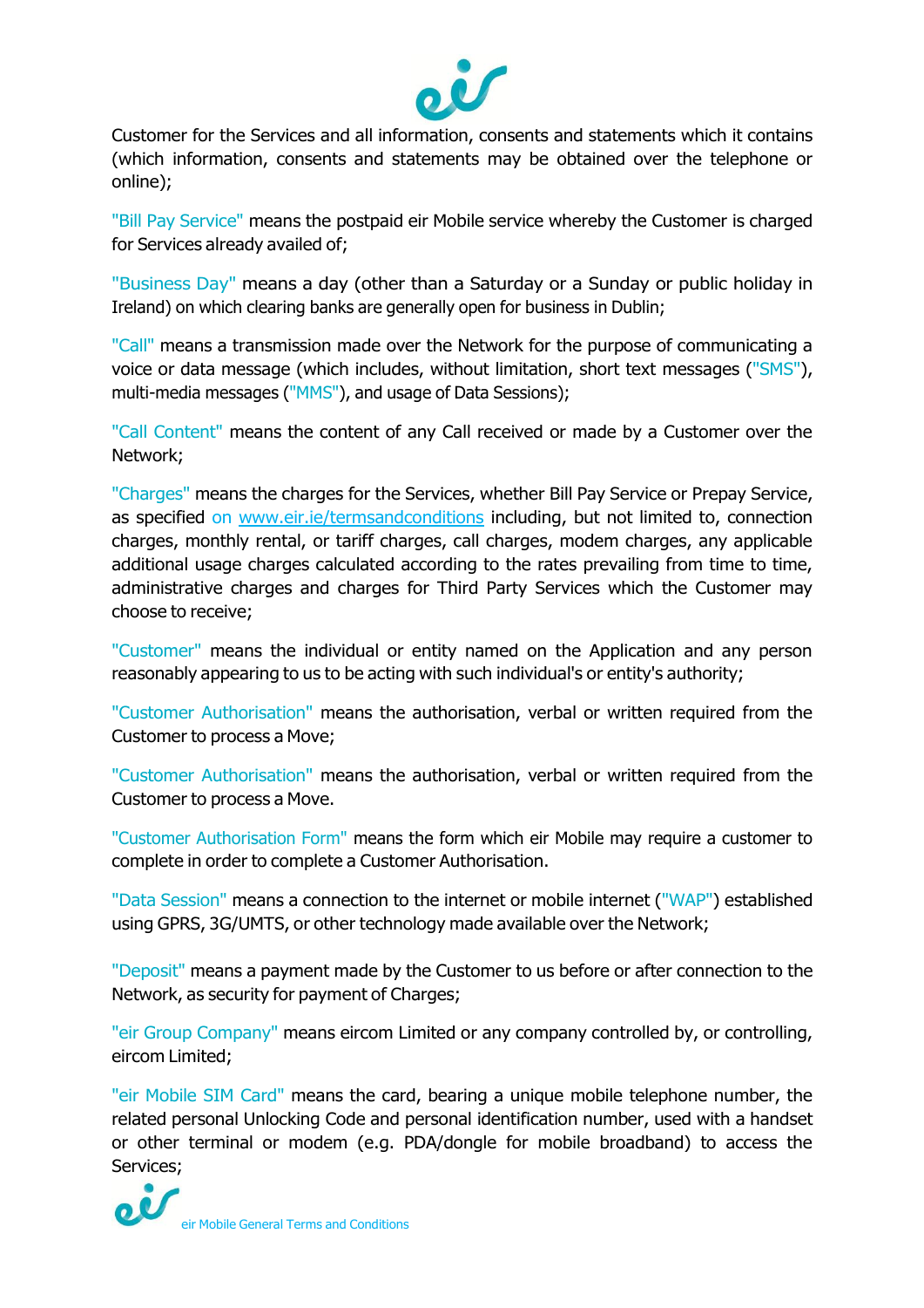Customer for the Services and all information, consents and statements which it contains (which information, consents and statements may be obtained over the telephone or online);

"Bill Pay Service" means the postpaid eir Mobile service whereby the Customer is charged for Services already availed of;

"Business Day" means a day (other than a Saturday or a Sunday or public holiday in Ireland) on which clearing banks are generally open for business in Dublin;

"Call" means a transmission made over the Network for the purpose of communicating a voice or data message (which includes, without limitation, short text messages ("SMS"), multi-media messages ("MMS"), and usage of Data Sessions);

"Call Content" means the content of any Call received or made by a Customer over the Network;

"Charges" means the charges for the Services, whether Bill Pay Service or Prepay Service, as specified on www.eir.ie/termsandconditions including, but not limited to, connection charges, monthly rental, or tariff charges, call charges, modem charges, any applicable additional usage charges calculated according to the rates prevailing from time to time, administrative charges and charges for Third Party Services which the Customer may choose to receive;

"Customer" means the individual or entity named on the Application and any person reasonably appearing to us to be acting with such individual's or entity's authority;

"Customer Authorisation" means the authorisation, verbal or written required from the Customer to process a Move;

"Customer Authorisation" means the authorisation, verbal or written required from the Customer to process a Move.

"Customer Authorisation Form" means the form which eir Mobile may require a customer to complete in order to complete a Customer Authorisation.

"Data Session" means a connection to the internet or mobile internet ("WAP") established using GPRS, 3G/UMTS, or other technology made available over the Network;

"Deposit" means a payment made by the Customer to us before or after connection to the Network, as security for payment of Charges;

"eir Group Company" means eircom Limited or any company controlled by, or controlling, eircom Limited;

"eir Mobile SIM Card" means the card, bearing a unique mobile telephone number, the related personal Unlocking Code and personal identification number, used with a handset or other terminal or modem (e.g. PDA/dongle for mobile broadband) to access the Services;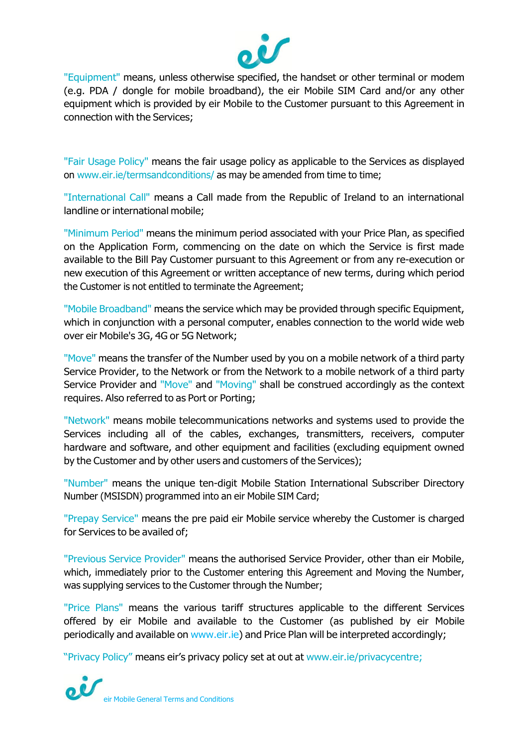"Equipment" means, unless otherwise specified, the handset or other terminal or modem (e.g. PDA / dongle for mobile broadband), the eir Mobile SIM Card and/or any other equipment which is provided by eir Mobile to the Customer pursuant to this Agreement in connection with the Services;

"Fair Usage Policy" means the fair usage policy as applicable to the Services as displayed on www.eir.ie/termsandconditions/ as may be amended from time to time;

"International Call" means a Call made from the Republic of Ireland to an international landline or international mobile;

"Minimum Period" means the minimum period associated with your Price Plan, as specified on the Application Form, commencing on the date on which the Service is first made available to the Bill Pay Customer pursuant to this Agreement or from any re-execution or new execution of this Agreement or written acceptance of new terms, during which period the Customer is not entitled to terminate the Agreement;

"Mobile Broadband" means the service which may be provided through specific Equipment, which in conjunction with a personal computer, enables connection to the world wide web over eir Mobile's 3G, 4G or 5G Network;

"Move" means the transfer of the Number used by you on a mobile network of a third party Service Provider, to the Network or from the Network to a mobile network of a third party Service Provider and "Move" and "Moving" shall be construed accordingly as the context requires. Also referred to as Port or Porting;

"Network" means mobile telecommunications networks and systems used to provide the Services including all of the cables, exchanges, transmitters, receivers, computer hardware and software, and other equipment and facilities (excluding equipment owned by the Customer and by other users and customers of the Services);

"Number" means the unique ten-digit Mobile Station International Subscriber Directory Number (MSISDN) programmed into an eir Mobile SIM Card;

"Prepay Service" means the pre paid eir Mobile service whereby the Customer is charged for Services to be availed of;

"Previous Service Provider" means the authorised Service Provider, other than eir Mobile, which, immediately prior to the Customer entering this Agreement and Moving the Number, was supplying services to the Customer through the Number;

"Price Plans" means the various tariff structures applicable to the different Services offered by eir Mobile and available to the Customer (as published by eir Mobile periodically and available on www.eir.ie) and Price Plan will be interpreted accordingly;

"Privacy Policy" means eir's privacy policy set at out at www.eir.ie/privacycentre;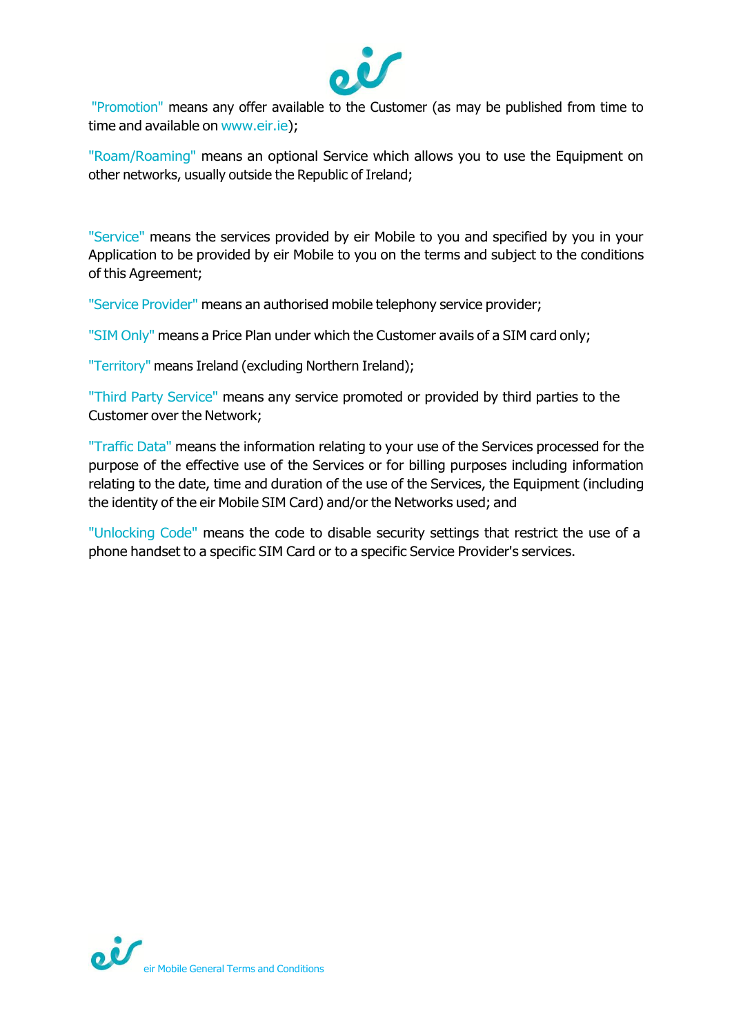"Promotion" means any offer available to the Customer (as may be published from time to time and available on www.eir.ie);

"Roam/Roaming" means an optional Service which allows you to use the Equipment on other networks, usually outside the Republic of Ireland;

"Service" means the services provided by eir Mobile to you and specified by you in your Application to be provided by eir Mobile to you on the terms and subject to the conditions of this Agreement;

"Service Provider" means an authorised mobile telephony service provider;

"SIM Only" means a Price Plan under which the Customer avails of a SIM card only;

"Territory" means Ireland (excluding Northern Ireland);

"Third Party Service" means any service promoted or provided by third parties to the Customer over the Network;

"Traffic Data" means the information relating to your use of the Services processed for the purpose of the effective use of the Services or for billing purposes including information relating to the date, time and duration of the use of the Services, the Equipment (including the identity of the eir Mobile SIM Card) and/or the Networks used; and

"Unlocking Code" means the code to disable security settings that restrict the use of a phone handset to a specific SIM Card or to a specific Service Provider's services.